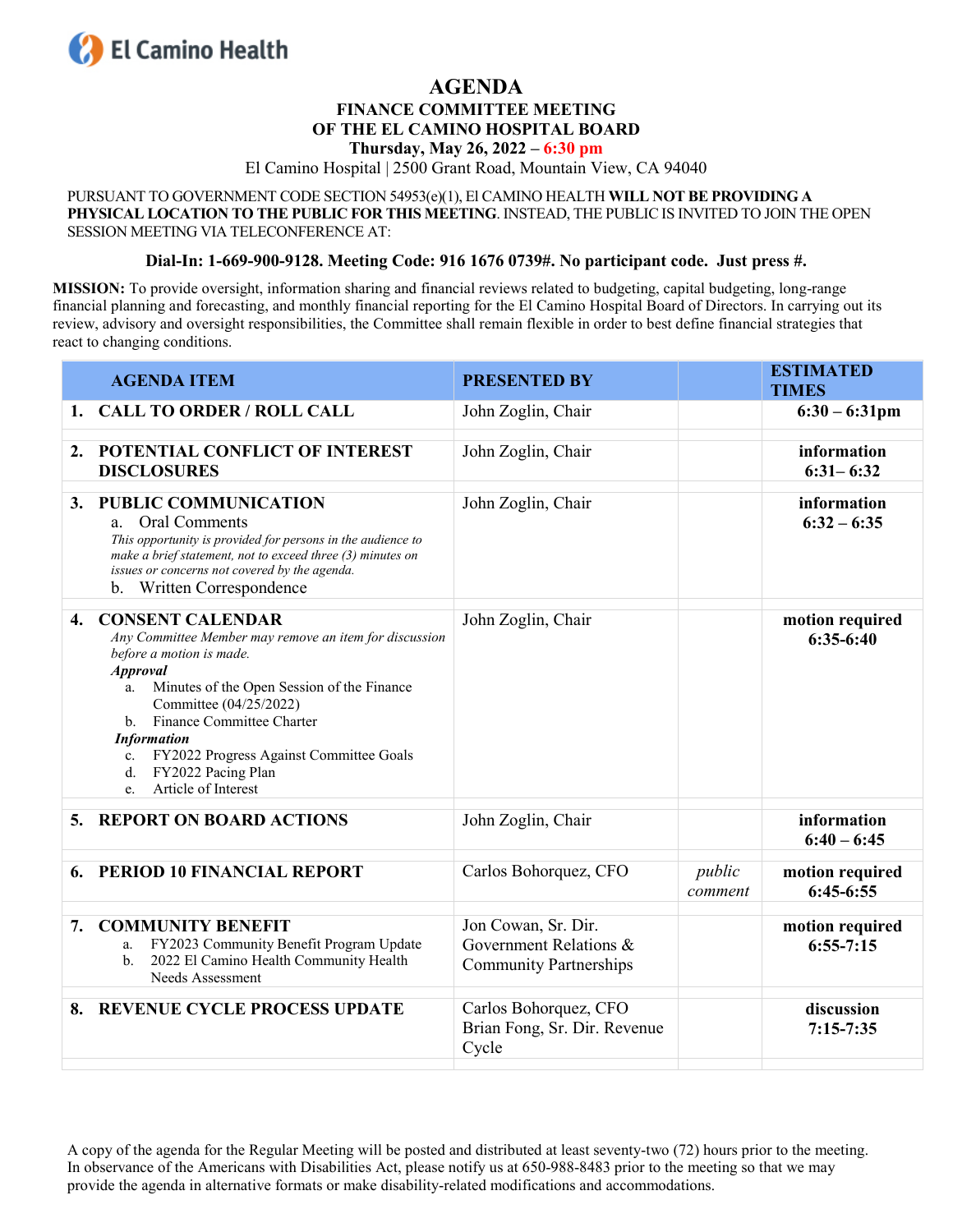El Camino Health

# AGENDA

## FINANCE COMMITTEE MEETING OF THE EL CAMINO HOSPITAL BOARD

**Thursday, May 26, 2022 – 6:30 pm**

El Camino Hospital | 2500 Grant Road, Mountain View, CA 94040

PURSUANT TO GOVERNMENT CODE SECTION 54953(e)(1), El CAMINO HEALTH **WILL NOT BE PROVIDING A PHYSICAL LOCATION TO THE PUBLIC FOR THIS MEETING**. INSTEAD, THE PUBLIC IS INVITED TO JOIN THE OPEN SESSION MEETING VIA TELECONFERENCE AT:

**Dial-In: 1-669-900-9128. Meeting Code: 916 1676 0739#. No participant code. Just press #.**

**MISSION:** To provide oversight, information sharing and financial reviews related to budgeting, capital budgeting, long-range financial planning and forecasting, and monthly financial reporting for the El Camino Hospital Board of Directors. In carrying out its review, advisory and oversight responsibilities, the Committee shall remain flexible in order to best define financial strategies that react to changing conditions.

| AGENDA ITEM | PRESENTED BY | | ESTIMATED TIMES |
|---|---|---|---|
| **1. CALL TO ORDER / ROLL CALL** | John Zoglin, Chair | | **6:30 – 6:31pm** |
| **2. POTENTIAL CONFLICT OF INTEREST DISCLOSURES** | John Zoglin, Chair | | **information 6:31– 6:32** |
| **3. PUBLIC COMMUNICATION**<br>a. Oral Comments<br>*This opportunity is provided for persons in the audience to make a brief statement, not to exceed three (3) minutes on issues or concerns not covered by the agenda.*<br>b. Written Correspondence | John Zoglin, Chair | | **information 6:32 – 6:35** |
| **4. CONSENT CALENDAR**<br>*Any Committee Member may remove an item for discussion before a motion is made.*<br>***Approval***<br>a. Minutes of the Open Session of the Finance Committee (04/25/2022)<br>b. Finance Committee Charter<br>***Information***<br>c. FY2022 Progress Against Committee Goals<br>d. FY2022 Pacing Plan<br>e. Article of Interest | John Zoglin, Chair | | **motion required 6:35-6:40** |
| **5. REPORT ON BOARD ACTIONS** | John Zoglin, Chair | | **information 6:40 – 6:45** |
| **6. PERIOD 10 FINANCIAL REPORT** | Carlos Bohorquez, CFO | *public comment* | **motion required 6:45-6:55** |
| **7. COMMUNITY BENEFIT**<br>a. FY2023 Community Benefit Program Update<br>b. 2022 El Camino Health Community Health Needs Assessment | Jon Cowan, Sr. Dir. Government Relations & Community Partnerships | | **motion required 6:55-7:15** |
| **8. REVENUE CYCLE PROCESS UPDATE** | Carlos Bohorquez, CFO<br>Brian Fong, Sr. Dir. Revenue Cycle | | **discussion 7:15-7:35** |

A copy of the agenda for the Regular Meeting will be posted and distributed at least seventy-two (72) hours prior to the meeting. In observance of the Americans with Disabilities Act, please notify us at 650-988-8483 prior to the meeting so that we may provide the agenda in alternative formats or make disability-related modifications and accommodations.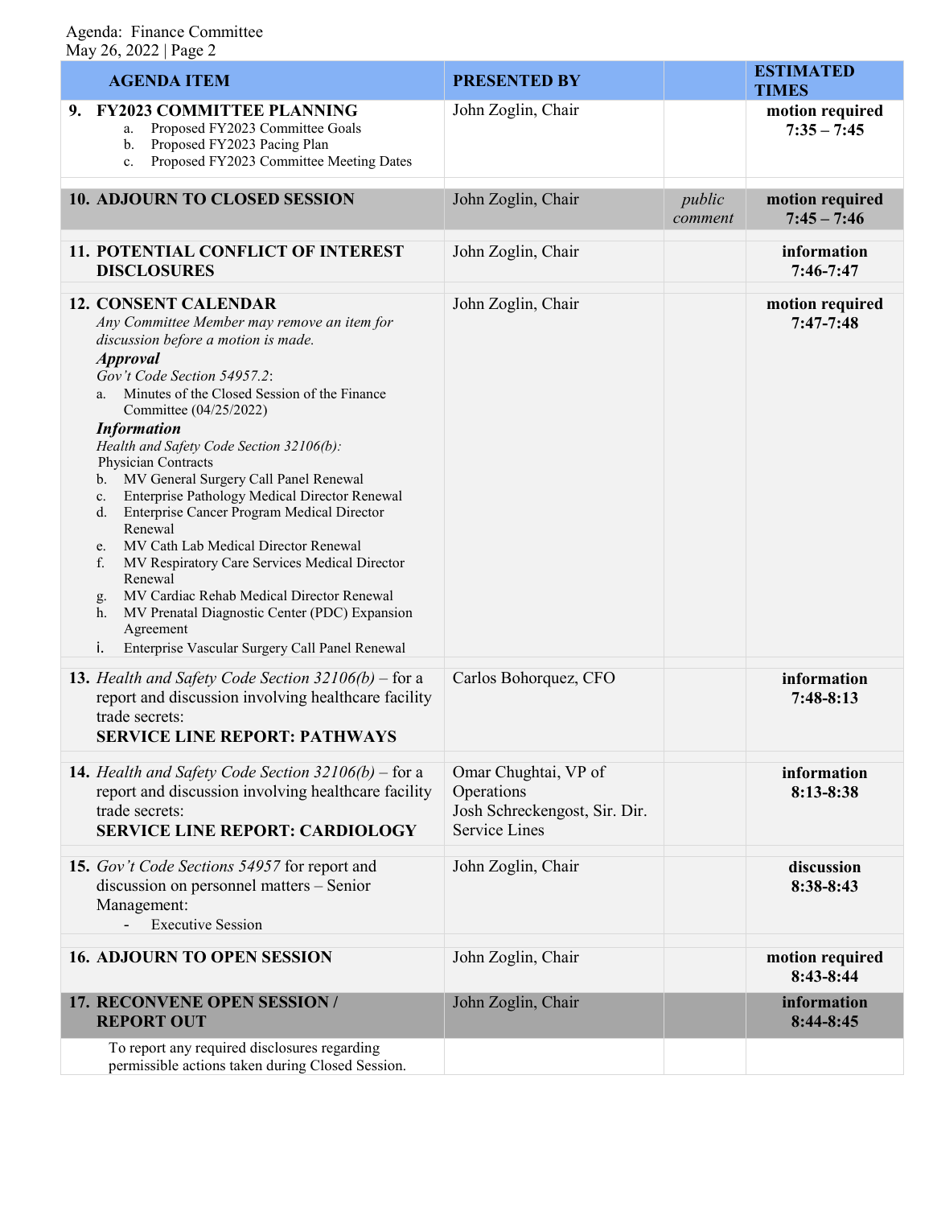Agenda: Finance Committee
May 26, 2022 | Page 2

| AGENDA ITEM | PRESENTED BY | | ESTIMATED TIMES |
|---|---|---|---|
| **9. FY2023 COMMITTEE PLANNING**<br>a. Proposed FY2023 Committee Goals<br>b. Proposed FY2023 Pacing Plan<br>c. Proposed FY2023 Committee Meeting Dates | John Zoglin, Chair | | **motion required**<br>**7:35 – 7:45** |
| **10. ADJOURN TO CLOSED SESSION** | John Zoglin, Chair | *public comment* | **motion required**<br>**7:45 – 7:46** |
| **11. POTENTIAL CONFLICT OF INTEREST DISCLOSURES** | John Zoglin, Chair | | **information**<br>**7:46-7:47** |
| **12. CONSENT CALENDAR**<br>*Any Committee Member may remove an item for discussion before a motion is made.*<br>***Approval***<br>*Gov't Code Section 54957.2*:<br>a. Minutes of the Closed Session of the Finance Committee (04/25/2022)<br>***Information***<br>*Health and Safety Code Section 32106(b):*<br>Physician Contracts<br>b. MV General Surgery Call Panel Renewal<br>c. Enterprise Pathology Medical Director Renewal<br>d. Enterprise Cancer Program Medical Director Renewal<br>e. MV Cath Lab Medical Director Renewal<br>f. MV Respiratory Care Services Medical Director Renewal<br>g. MV Cardiac Rehab Medical Director Renewal<br>h. MV Prenatal Diagnostic Center (PDC) Expansion Agreement<br>i. Enterprise Vascular Surgery Call Panel Renewal | John Zoglin, Chair | | **motion required**<br>**7:47-7:48** |
| **13.** *Health and Safety Code Section 32106(b)* – for a report and discussion involving healthcare facility trade secrets:<br>**SERVICE LINE REPORT: PATHWAYS** | Carlos Bohorquez, CFO | | **information**<br>**7:48-8:13** |
| **14.** *Health and Safety Code Section 32106(b)* – for a report and discussion involving healthcare facility trade secrets:<br>**SERVICE LINE REPORT: CARDIOLOGY** | Omar Chughtai, VP of Operations<br>Josh Schreckengost, Sir. Dir. Service Lines | | **information**<br>**8:13-8:38** |
| **15.** *Gov't Code Sections 54957* for report and discussion on personnel matters – Senior Management:<br>- Executive Session | John Zoglin, Chair | | **discussion**<br>**8:38-8:43** |
| **16. ADJOURN TO OPEN SESSION** | John Zoglin, Chair | | **motion required**<br>**8:43-8:44** |
| **17. RECONVENE OPEN SESSION / REPORT OUT** | John Zoglin, Chair | | **information**<br>**8:44-8:45** |
| To report any required disclosures regarding permissible actions taken during Closed Session. | | | |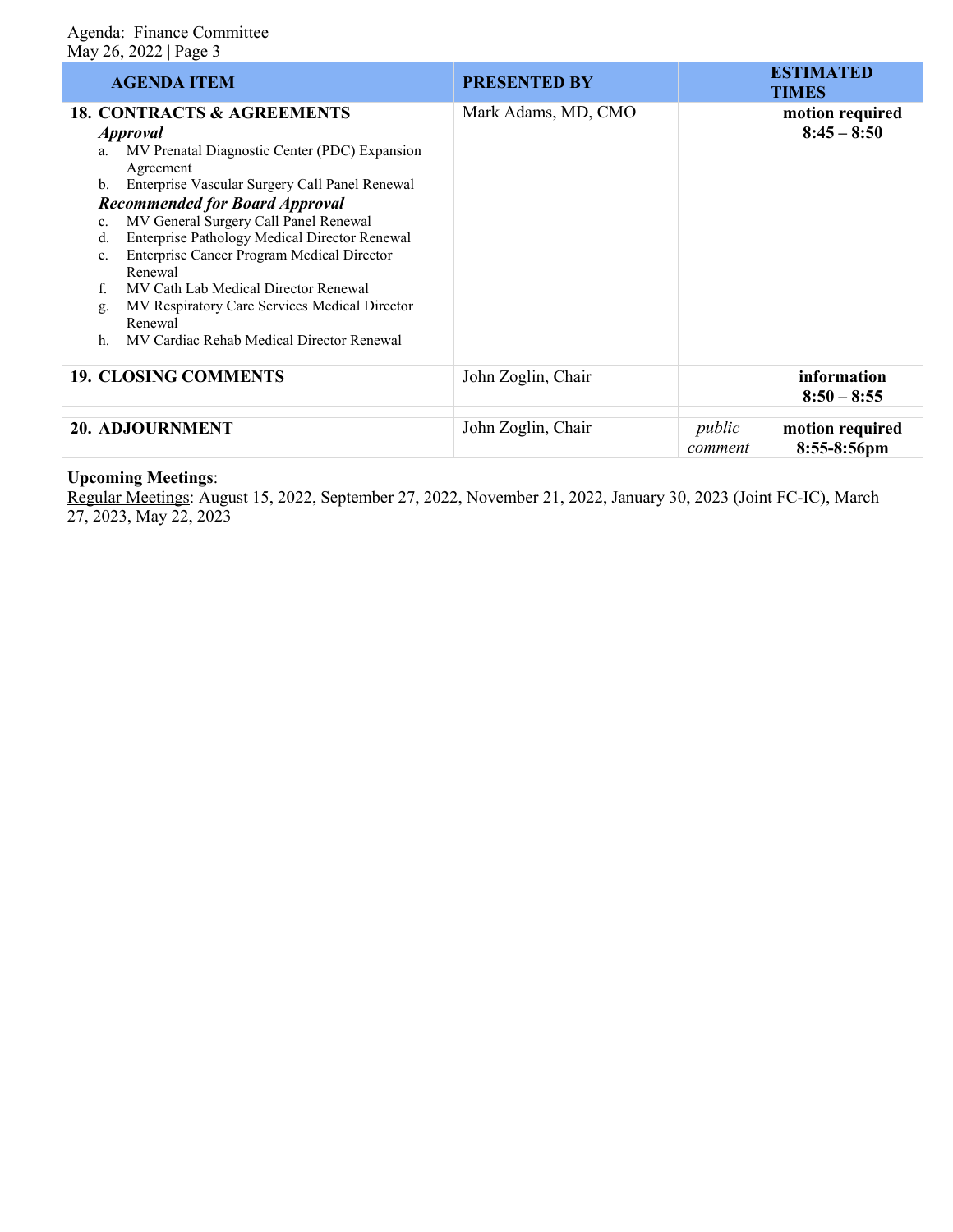| AGENDA ITEM | PRESENTED BY | | ESTIMATED TIMES |
|---|---|---|---|
| **18. CONTRACTS & AGREEMENTS**<br>***Approval***<br>a. MV Prenatal Diagnostic Center (PDC) Expansion Agreement<br>b. Enterprise Vascular Surgery Call Panel Renewal<br>***Recommended for Board Approval***<br>c. MV General Surgery Call Panel Renewal<br>d. Enterprise Pathology Medical Director Renewal<br>e. Enterprise Cancer Program Medical Director Renewal<br>f. MV Cath Lab Medical Director Renewal<br>g. MV Respiratory Care Services Medical Director Renewal<br>h. MV Cardiac Rehab Medical Director Renewal | Mark Adams, MD, CMO | | **motion required**<br>**8:45 – 8:50** |
| **19. CLOSING COMMENTS** | John Zoglin, Chair | | **information**<br>**8:50 – 8:55** |
| **20. ADJOURNMENT** | John Zoglin, Chair | *public comment* | **motion required**<br>**8:55-8:56pm** |

**Upcoming Meetings**:
Regular Meetings: August 15, 2022, September 27, 2022, November 21, 2022, January 30, 2023 (Joint FC-IC), March 27, 2023, May 22, 2023